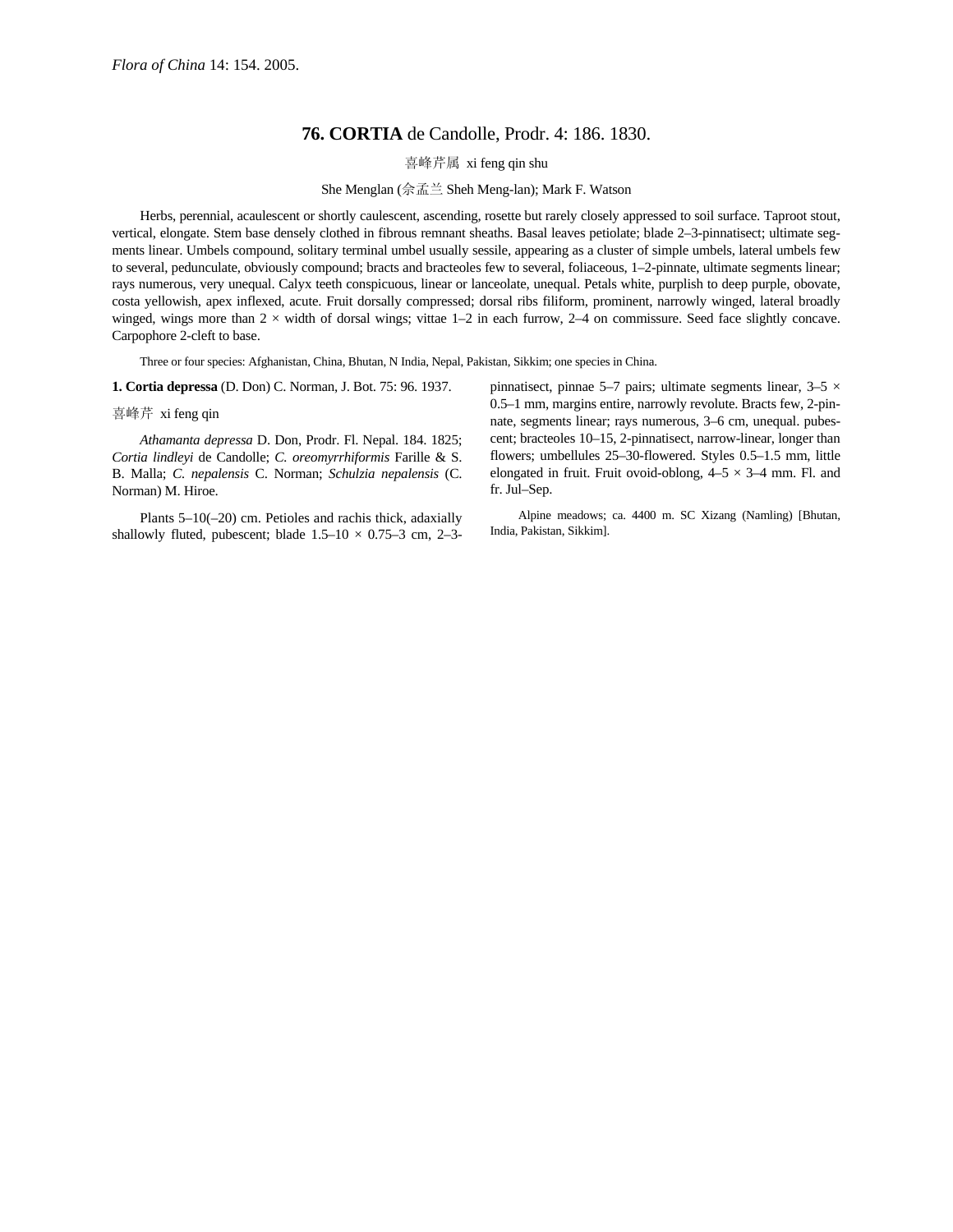*Flora of China* 14: 154. 2005.

# 76. **CORTIA** de Candolle, Prodr. 4: 186. 1830.

喜峰芹属 xi feng qin shu

She Menglan (佘孟兰 Sheh Meng-lan); Mark F. Watson

Herbs, perennial, acaulescent or shortly caulescent, ascending, rosette but rarely closely appressed to soil surface. Taproot stout, vertical, elongate. Stem base densely clothed in fibrous remnant sheaths. Basal leaves petiolate; blade 2–3-pinnatisect; ultimate segments linear. Umbels compound, solitary terminal umbel usually sessile, appearing as a cluster of simple umbels, lateral umbels few to several, pedunculate, obviously compound; bracts and bracteoles few to several, foliaceous, 1–2-pinnate, ultimate segments linear; rays numerous, very unequal. Calyx teeth conspicuous, linear or lanceolate, unequal. Petals white, purplish to deep purple, obovate, costa yellowish, apex inflexed, acute. Fruit dorsally compressed; dorsal ribs filiform, prominent, narrowly winged, lateral broadly winged, wings more than 2 × width of dorsal wings; vittae 1–2 in each furrow, 2–4 on commissure. Seed face slightly concave. Carpophore 2-cleft to base.

Three or four species: Afghanistan, China, Bhutan, N India, Nepal, Pakistan, Sikkim; one species in China.

**1. Cortia depressa** (D. Don) C. Norman, J. Bot. 75: 96. 1937.

喜峰芹 xi feng qin

*Athamanta depressa* D. Don, Prodr. Fl. Nepal. 184. 1825; *Cortia lindleyi* de Candolle; *C. oreomyrrhiformis* Farille & S. B. Malla; *C. nepalensis* C. Norman; *Schulzia nepalensis* (C. Norman) M. Hiroe.

Plants 5–10(–20) cm. Petioles and rachis thick, adaxially shallowly fluted, pubescent; blade 1.5–10 × 0.75–3 cm, 2–3-pinnatisect, pinnae 5–7 pairs; ultimate segments linear, 3–5 × 0.5–1 mm, margins entire, narrowly revolute. Bracts few, 2-pinnate, segments linear; rays numerous, 3–6 cm, unequal. pubescent; bracteoles 10–15, 2-pinnatisect, narrow-linear, longer than flowers; umbellules 25–30-flowered. Styles 0.5–1.5 mm, little elongated in fruit. Fruit ovoid-oblong, 4–5 × 3–4 mm. Fl. and fr. Jul–Sep.

Alpine meadows; ca. 4400 m. SC Xizang (Namling) [Bhutan, India, Pakistan, Sikkim].